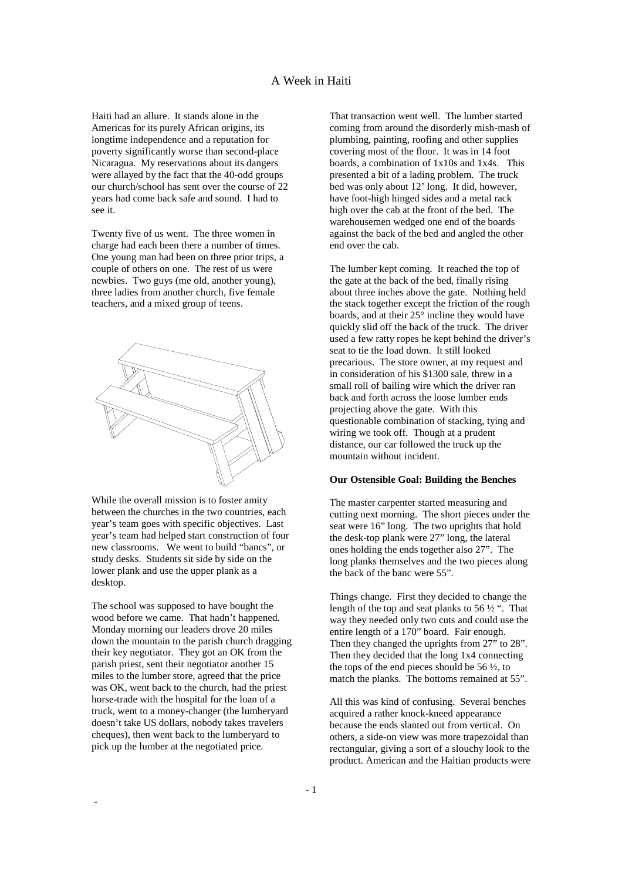# A Week in Haiti

Haiti had an allure. It stands alone in the Americas for its purely African origins, its longtime independence and a reputation for poverty significantly worse than second-place Nicaragua. My reservations about its dangers were allayed by the fact that the 40-odd groups our church/school has sent over the course of 22 years had come back safe and sound. I had to see it.

Twenty five of us went. The three women in charge had each been there a number of times. One young man had been on three prior trips, a couple of others on one. The rest of us were newbies. Two guys (me old, another young), three ladies from another church, five female teachers, and a mixed group of teens.

While the overall mission is to foster amity between the churches in the two countries, each year's team goes with specific objectives. Last year's team had helped start construction of four new classrooms. We went to build "bancs", or study desks. Students sit side by side on the lower plank and use the upper plank as a desktop.

The school was supposed to have bought the wood before we came. That hadn't happened. Monday morning our leaders drove 20 miles down the mountain to the parish church dragging their key negotiator. They got an OK from the parish priest, sent their negotiator another 15 miles to the lumber store, agreed that the price was OK, went back to the church, had the priest horse-trade with the hospital for the loan of a truck, went to a money-changer (the lumberyard doesn't take US dollars, nobody takes travelers cheques), then went back to the lumberyard to pick up the lumber at the negotiated price.

That transaction went well. The lumber started coming from around the disorderly mish-mash of plumbing, painting, roofing and other supplies covering most of the floor. It was in 14 foot boards, a combination of 1x10s and 1x4s. This presented a bit of a lading problem. The truck bed was only about 12' long. It did, however, have foot-high hinged sides and a metal rack high over the cab at the front of the bed. The warehousemen wedged one end of the boards against the back of the bed and angled the other end over the cab.

The lumber kept coming. It reached the top of the gate at the back of the bed, finally rising about three inches above the gate. Nothing held the stack together except the friction of the rough boards, and at their 25° incline they would have quickly slid off the back of the truck. The driver used a few ratty ropes he kept behind the driver's seat to tie the load down. It still looked precarious. The store owner, at my request and in consideration of his $1300 sale, threw in a small roll of bailing wire which the driver ran back and forth across the loose lumber ends projecting above the gate. With this questionable combination of stacking, tying and wiring we took off. Though at a prudent distance, our car followed the truck up the mountain without incident.

**Our Ostensible Goal: Building the Benches**

The master carpenter started measuring and cutting next morning. The short pieces under the seat were 16" long. The two uprights that hold the desk-top plank were 27" long, the lateral ones holding the ends together also 27". The long planks themselves and the two pieces along the back of the banc were 55".

Things change. First they decided to change the length of the top and seat planks to 56 ½ ". That way they needed only two cuts and could use the entire length of a 170" board. Fair enough. Then they changed the uprights from 27" to 28". Then they decided that the long 1x4 connecting the tops of the end pieces should be 56 ½, to match the planks. The bottoms remained at 55".

All this was kind of confusing. Several benches acquired a rather knock-kneed appearance because the ends slanted out from vertical. On others, a side-on view was more trapezoidal than rectangular, giving a sort of a slouchy look to the product. American and the Haitian products were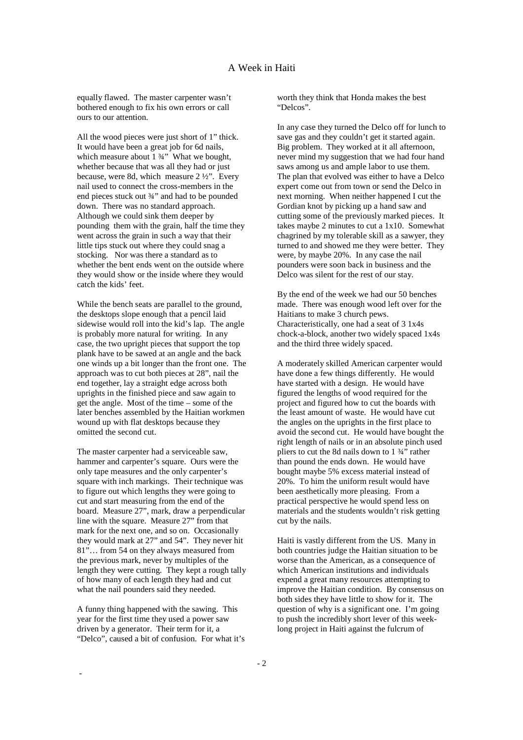equally flawed. The master carpenter wasn't bothered enough to fix his own errors or call ours to our attention.

All the wood pieces were just short of 1" thick. It would have been a great job for 6d nails, which measure about 1 ¾" What we bought, whether because that was all they had or just because, were 8d, which measure 2 ½". Every nail used to connect the cross-members in the end pieces stuck out ¾" and had to be pounded down. There was no standard approach. Although we could sink them deeper by pounding them with the grain, half the time they went across the grain in such a way that their little tips stuck out where they could snag a stocking. Nor was there a standard as to whether the bent ends went on the outside where they would show or the inside where they would catch the kids' feet.

While the bench seats are parallel to the ground, the desktops slope enough that a pencil laid sidewise would roll into the kid's lap. The angle is probably more natural for writing. In any case, the two upright pieces that support the top plank have to be sawed at an angle and the back one winds up a bit longer than the front one. The approach was to cut both pieces at 28", nail the end together, lay a straight edge across both uprights in the finished piece and saw again to get the angle. Most of the time – some of the later benches assembled by the Haitian workmen wound up with flat desktops because they omitted the second cut.

The master carpenter had a serviceable saw, hammer and carpenter's square. Ours were the only tape measures and the only carpenter's square with inch markings. Their technique was to figure out which lengths they were going to cut and start measuring from the end of the board. Measure 27", mark, draw a perpendicular line with the square. Measure 27" from that mark for the next one, and so on. Occasionally they would mark at 27" and 54". They never hit 81"… from 54 on they always measured from the previous mark, never by multiples of the length they were cutting. They kept a rough tally of how many of each length they had and cut what the nail pounders said they needed.

A funny thing happened with the sawing. This year for the first time they used a power saw driven by a generator. Their term for it, a "Delco", caused a bit of confusion. For what it's worth they think that Honda makes the best "Delcos".

In any case they turned the Delco off for lunch to save gas and they couldn't get it started again. Big problem. They worked at it all afternoon, never mind my suggestion that we had four hand saws among us and ample labor to use them. The plan that evolved was either to have a Delco expert come out from town or send the Delco in next morning. When neither happened I cut the Gordian knot by picking up a hand saw and cutting some of the previously marked pieces. It takes maybe 2 minutes to cut a 1x10. Somewhat chagrined by my tolerable skill as a sawyer, they turned to and showed me they were better. They were, by maybe 20%. In any case the nail pounders were soon back in business and the Delco was silent for the rest of our stay.

By the end of the week we had our 50 benches made. There was enough wood left over for the Haitians to make 3 church pews. Characteristically, one had a seat of 3 1x4s chock-a-block, another two widely spaced 1x4s and the third three widely spaced.

A moderately skilled American carpenter would have done a few things differently. He would have started with a design. He would have figured the lengths of wood required for the project and figured how to cut the boards with the least amount of waste. He would have cut the angles on the uprights in the first place to avoid the second cut. He would have bought the right length of nails or in an absolute pinch used pliers to cut the 8d nails down to 1 ¾" rather than pound the ends down. He would have bought maybe 5% excess material instead of 20%. To him the uniform result would have been aesthetically more pleasing. From a practical perspective he would spend less on materials and the students wouldn't risk getting cut by the nails.

Haiti is vastly different from the US. Many in both countries judge the Haitian situation to be worse than the American, as a consequence of which American institutions and individuals expend a great many resources attempting to improve the Haitian condition. By consensus on both sides they have little to show for it. The question of why is a significant one. I'm going to push the incredibly short lever of this week-long project in Haiti against the fulcrum of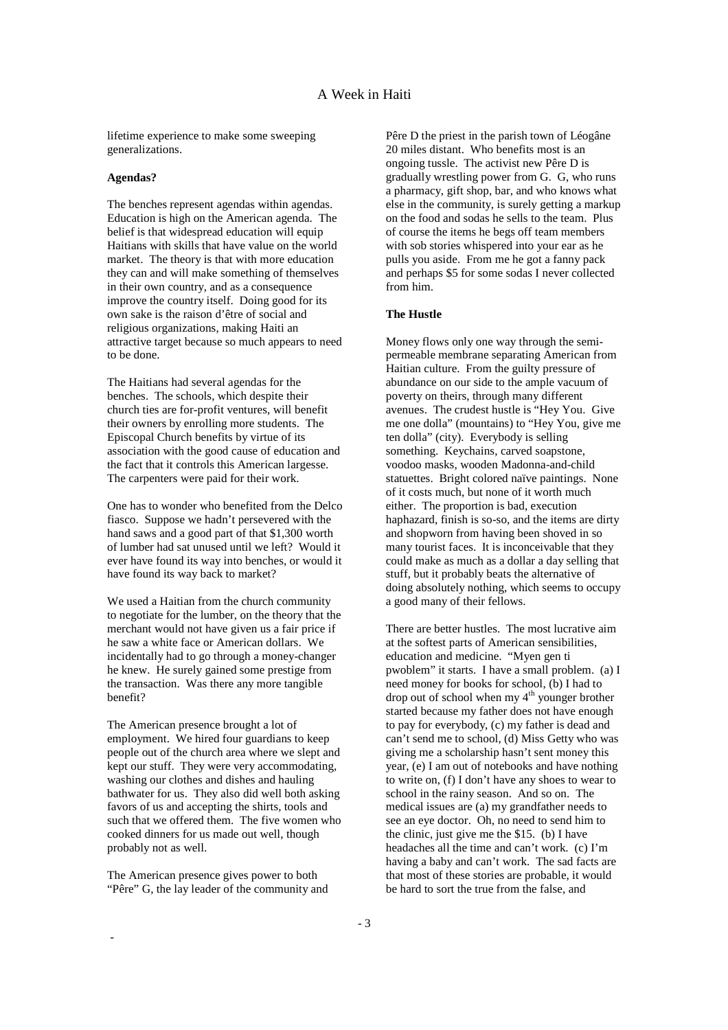lifetime experience to make some sweeping generalizations.

**Agendas?**

The benches represent agendas within agendas. Education is high on the American agenda. The belief is that widespread education will equip Haitians with skills that have value on the world market. The theory is that with more education they can and will make something of themselves in their own country, and as a consequence improve the country itself. Doing good for its own sake is the raison d'être of social and religious organizations, making Haiti an attractive target because so much appears to need to be done.

The Haitians had several agendas for the benches. The schools, which despite their church ties are for-profit ventures, will benefit their owners by enrolling more students. The Episcopal Church benefits by virtue of its association with the good cause of education and the fact that it controls this American largesse. The carpenters were paid for their work.

One has to wonder who benefited from the Delco fiasco. Suppose we hadn't persevered with the hand saws and a good part of that $1,300 worth of lumber had sat unused until we left? Would it ever have found its way into benches, or would it have found its way back to market?

We used a Haitian from the church community to negotiate for the lumber, on the theory that the merchant would not have given us a fair price if he saw a white face or American dollars. We incidentally had to go through a money-changer he knew. He surely gained some prestige from the transaction. Was there any more tangible benefit?

The American presence brought a lot of employment. We hired four guardians to keep people out of the church area where we slept and kept our stuff. They were very accommodating, washing our clothes and dishes and hauling bathwater for us. They also did well both asking favors of us and accepting the shirts, tools and such that we offered them. The five women who cooked dinners for us made out well, though probably not as well.

The American presence gives power to both "Pêre" G, the lay leader of the community and Pêre D the priest in the parish town of Léogâne 20 miles distant. Who benefits most is an ongoing tussle. The activist new Pêre D is gradually wrestling power from G. G, who runs a pharmacy, gift shop, bar, and who knows what else in the community, is surely getting a markup on the food and sodas he sells to the team. Plus of course the items he begs off team members with sob stories whispered into your ear as he pulls you aside. From me he got a fanny pack and perhaps $5 for some sodas I never collected from him.

**The Hustle**

Money flows only one way through the semi-permeable membrane separating American from Haitian culture. From the guilty pressure of abundance on our side to the ample vacuum of poverty on theirs, through many different avenues. The crudest hustle is "Hey You. Give me one dolla" (mountains) to "Hey You, give me ten dolla" (city). Everybody is selling something. Keychains, carved soapstone, voodoo masks, wooden Madonna-and-child statuettes. Bright colored naïve paintings. None of it costs much, but none of it worth much either. The proportion is bad, execution haphazard, finish is so-so, and the items are dirty and shopworn from having been shoved in so many tourist faces. It is inconceivable that they could make as much as a dollar a day selling that stuff, but it probably beats the alternative of doing absolutely nothing, which seems to occupy a good many of their fellows.

There are better hustles. The most lucrative aim at the softest parts of American sensibilities, education and medicine. "Myen gen ti pwoblem" it starts. I have a small problem. (a) I need money for books for school, (b) I had to drop out of school when my 4th younger brother started because my father does not have enough to pay for everybody, (c) my father is dead and can't send me to school, (d) Miss Getty who was giving me a scholarship hasn't sent money this year, (e) I am out of notebooks and have nothing to write on, (f) I don't have any shoes to wear to school in the rainy season. And so on. The medical issues are (a) my grandfather needs to see an eye doctor. Oh, no need to send him to the clinic, just give me the $15. (b) I have headaches all the time and can't work. (c) I'm having a baby and can't work. The sad facts are that most of these stories are probable, it would be hard to sort the true from the false, and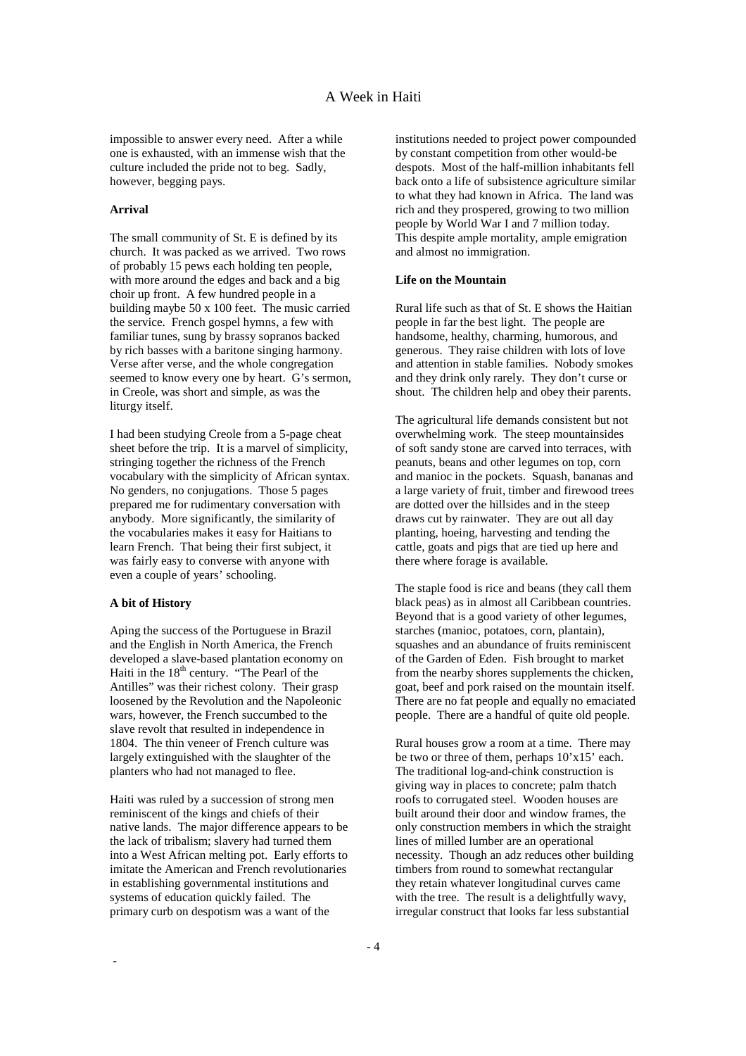impossible to answer every need. After a while one is exhausted, with an immense wish that the culture included the pride not to beg. Sadly, however, begging pays.

**Arrival**

The small community of St. E is defined by its church. It was packed as we arrived. Two rows of probably 15 pews each holding ten people, with more around the edges and back and a big choir up front. A few hundred people in a building maybe 50 x 100 feet. The music carried the service. French gospel hymns, a few with familiar tunes, sung by brassy sopranos backed by rich basses with a baritone singing harmony. Verse after verse, and the whole congregation seemed to know every one by heart. G's sermon, in Creole, was short and simple, as was the liturgy itself.

I had been studying Creole from a 5-page cheat sheet before the trip. It is a marvel of simplicity, stringing together the richness of the French vocabulary with the simplicity of African syntax. No genders, no conjugations. Those 5 pages prepared me for rudimentary conversation with anybody. More significantly, the similarity of the vocabularies makes it easy for Haitians to learn French. That being their first subject, it was fairly easy to converse with anyone with even a couple of years' schooling.

**A bit of History**

Aping the success of the Portuguese in Brazil and the English in North America, the French developed a slave-based plantation economy on Haiti in the 18th century. "The Pearl of the Antilles" was their richest colony. Their grasp loosened by the Revolution and the Napoleonic wars, however, the French succumbed to the slave revolt that resulted in independence in 1804. The thin veneer of French culture was largely extinguished with the slaughter of the planters who had not managed to flee.

Haiti was ruled by a succession of strong men reminiscent of the kings and chiefs of their native lands. The major difference appears to be the lack of tribalism; slavery had turned them into a West African melting pot. Early efforts to imitate the American and French revolutionaries in establishing governmental institutions and systems of education quickly failed. The primary curb on despotism was a want of the institutions needed to project power compounded by constant competition from other would-be despots. Most of the half-million inhabitants fell back onto a life of subsistence agriculture similar to what they had known in Africa. The land was rich and they prospered, growing to two million people by World War I and 7 million today. This despite ample mortality, ample emigration and almost no immigration.

**Life on the Mountain**

Rural life such as that of St. E shows the Haitian people in far the best light. The people are handsome, healthy, charming, humorous, and generous. They raise children with lots of love and attention in stable families. Nobody smokes and they drink only rarely. They don't curse or shout. The children help and obey their parents.

The agricultural life demands consistent but not overwhelming work. The steep mountainsides of soft sandy stone are carved into terraces, with peanuts, beans and other legumes on top, corn and manioc in the pockets. Squash, bananas and a large variety of fruit, timber and firewood trees are dotted over the hillsides and in the steep draws cut by rainwater. They are out all day planting, hoeing, harvesting and tending the cattle, goats and pigs that are tied up here and there where forage is available.

The staple food is rice and beans (they call them black peas) as in almost all Caribbean countries. Beyond that is a good variety of other legumes, starches (manioc, potatoes, corn, plantain), squashes and an abundance of fruits reminiscent of the Garden of Eden. Fish brought to market from the nearby shores supplements the chicken, goat, beef and pork raised on the mountain itself. There are no fat people and equally no emaciated people. There are a handful of quite old people.

Rural houses grow a room at a time. There may be two or three of them, perhaps 10'x15' each. The traditional log-and-chink construction is giving way in places to concrete; palm thatch roofs to corrugated steel. Wooden houses are built around their door and window frames, the only construction members in which the straight lines of milled lumber are an operational necessity. Though an adz reduces other building timbers from round to somewhat rectangular they retain whatever longitudinal curves came with the tree. The result is a delightfully wavy, irregular construct that looks far less substantial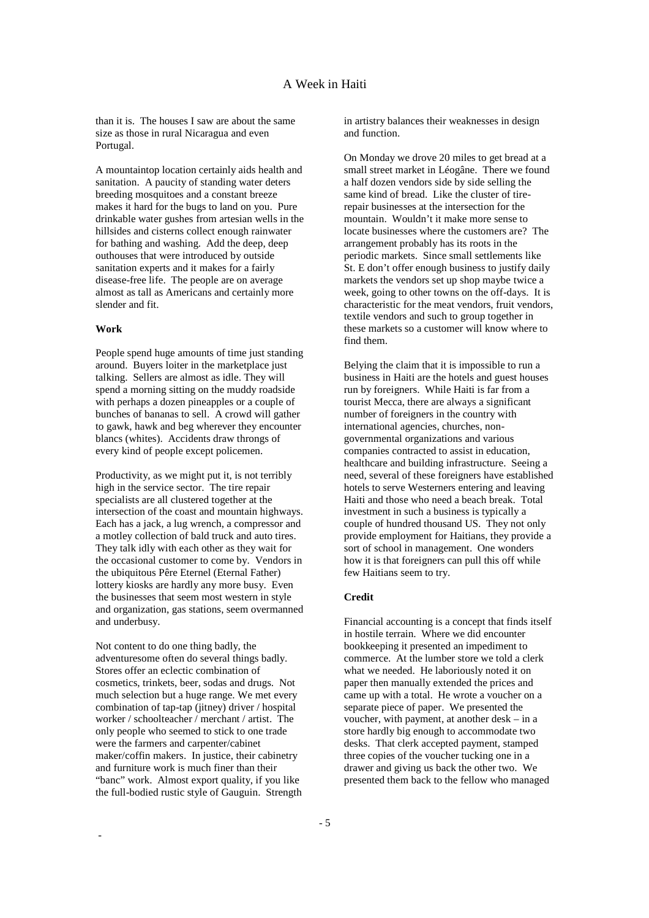than it is. The houses I saw are about the same size as those in rural Nicaragua and even Portugal.

A mountaintop location certainly aids health and sanitation. A paucity of standing water deters breeding mosquitoes and a constant breeze makes it hard for the bugs to land on you. Pure drinkable water gushes from artesian wells in the hillsides and cisterns collect enough rainwater for bathing and washing. Add the deep, deep outhouses that were introduced by outside sanitation experts and it makes for a fairly disease-free life. The people are on average almost as tall as Americans and certainly more slender and fit.

**Work**

People spend huge amounts of time just standing around. Buyers loiter in the marketplace just talking. Sellers are almost as idle. They will spend a morning sitting on the muddy roadside with perhaps a dozen pineapples or a couple of bunches of bananas to sell. A crowd will gather to gawk, hawk and beg wherever they encounter blancs (whites). Accidents draw throngs of every kind of people except policemen.

Productivity, as we might put it, is not terribly high in the service sector. The tire repair specialists are all clustered together at the intersection of the coast and mountain highways. Each has a jack, a lug wrench, a compressor and a motley collection of bald truck and auto tires. They talk idly with each other as they wait for the occasional customer to come by. Vendors in the ubiquitous Pêre Eternel (Eternal Father) lottery kiosks are hardly any more busy. Even the businesses that seem most western in style and organization, gas stations, seem overmanned and underbusy.

Not content to do one thing badly, the adventuresome often do several things badly. Stores offer an eclectic combination of cosmetics, trinkets, beer, sodas and drugs. Not much selection but a huge range. We met every combination of tap-tap (jitney) driver / hospital worker / schoolteacher / merchant / artist. The only people who seemed to stick to one trade were the farmers and carpenter/cabinet maker/coffin makers. In justice, their cabinetry and furniture work is much finer than their "banc" work. Almost export quality, if you like the full-bodied rustic style of Gauguin. Strength in artistry balances their weaknesses in design and function.

On Monday we drove 20 miles to get bread at a small street market in Léogâne. There we found a half dozen vendors side by side selling the same kind of bread. Like the cluster of tire-repair businesses at the intersection for the mountain. Wouldn't it make more sense to locate businesses where the customers are? The arrangement probably has its roots in the periodic markets. Since small settlements like St. E don't offer enough business to justify daily markets the vendors set up shop maybe twice a week, going to other towns on the off-days. It is characteristic for the meat vendors, fruit vendors, textile vendors and such to group together in these markets so a customer will know where to find them.

Belying the claim that it is impossible to run a business in Haiti are the hotels and guest houses run by foreigners. While Haiti is far from a tourist Mecca, there are always a significant number of foreigners in the country with international agencies, churches, non-governmental organizations and various companies contracted to assist in education, healthcare and building infrastructure. Seeing a need, several of these foreigners have established hotels to serve Westerners entering and leaving Haiti and those who need a beach break. Total investment in such a business is typically a couple of hundred thousand US. They not only provide employment for Haitians, they provide a sort of school in management. One wonders how it is that foreigners can pull this off while few Haitians seem to try.

**Credit**

Financial accounting is a concept that finds itself in hostile terrain. Where we did encounter bookkeeping it presented an impediment to commerce. At the lumber store we told a clerk what we needed. He laboriously noted it on paper then manually extended the prices and came up with a total. He wrote a voucher on a separate piece of paper. We presented the voucher, with payment, at another desk – in a store hardly big enough to accommodate two desks. That clerk accepted payment, stamped three copies of the voucher tucking one in a drawer and giving us back the other two. We presented them back to the fellow who managed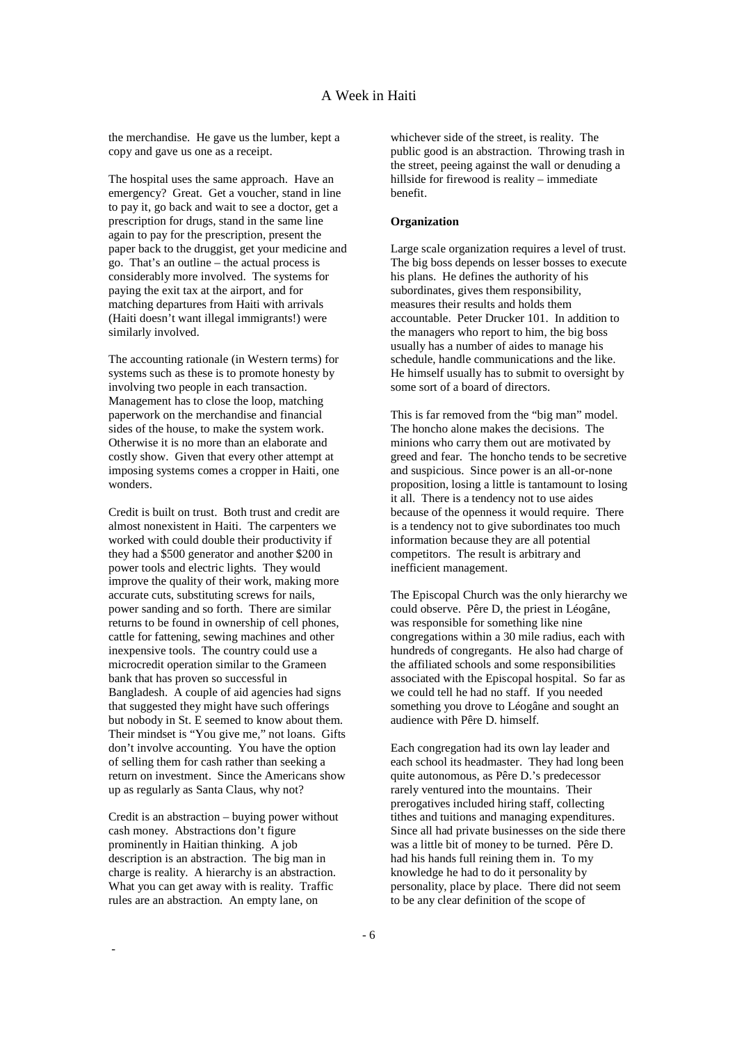the merchandise. He gave us the lumber, kept a copy and gave us one as a receipt.

The hospital uses the same approach. Have an emergency? Great. Get a voucher, stand in line to pay it, go back and wait to see a doctor, get a prescription for drugs, stand in the same line again to pay for the prescription, present the paper back to the druggist, get your medicine and go. That's an outline – the actual process is considerably more involved. The systems for paying the exit tax at the airport, and for matching departures from Haiti with arrivals (Haiti doesn't want illegal immigrants!) were similarly involved.

The accounting rationale (in Western terms) for systems such as these is to promote honesty by involving two people in each transaction. Management has to close the loop, matching paperwork on the merchandise and financial sides of the house, to make the system work. Otherwise it is no more than an elaborate and costly show. Given that every other attempt at imposing systems comes a cropper in Haiti, one wonders.

Credit is built on trust. Both trust and credit are almost nonexistent in Haiti. The carpenters we worked with could double their productivity if they had a $500 generator and another $200 in power tools and electric lights. They would improve the quality of their work, making more accurate cuts, substituting screws for nails, power sanding and so forth. There are similar returns to be found in ownership of cell phones, cattle for fattening, sewing machines and other inexpensive tools. The country could use a microcredit operation similar to the Grameen bank that has proven so successful in Bangladesh. A couple of aid agencies had signs that suggested they might have such offerings but nobody in St. E seemed to know about them. Their mindset is "You give me," not loans. Gifts don't involve accounting. You have the option of selling them for cash rather than seeking a return on investment. Since the Americans show up as regularly as Santa Claus, why not?

Credit is an abstraction – buying power without cash money. Abstractions don't figure prominently in Haitian thinking. A job description is an abstraction. The big man in charge is reality. A hierarchy is an abstraction. What you can get away with is reality. Traffic rules are an abstraction. An empty lane, on whichever side of the street, is reality. The public good is an abstraction. Throwing trash in the street, peeing against the wall or denuding a hillside for firewood is reality – immediate benefit.

**Organization**

Large scale organization requires a level of trust. The big boss depends on lesser bosses to execute his plans. He defines the authority of his subordinates, gives them responsibility, measures their results and holds them accountable. Peter Drucker 101. In addition to the managers who report to him, the big boss usually has a number of aides to manage his schedule, handle communications and the like. He himself usually has to submit to oversight by some sort of a board of directors.

This is far removed from the "big man" model. The honcho alone makes the decisions. The minions who carry them out are motivated by greed and fear. The honcho tends to be secretive and suspicious. Since power is an all-or-none proposition, losing a little is tantamount to losing it all. There is a tendency not to use aides because of the openness it would require. There is a tendency not to give subordinates too much information because they are all potential competitors. The result is arbitrary and inefficient management.

The Episcopal Church was the only hierarchy we could observe. Père D, the priest in Léogâne, was responsible for something like nine congregations within a 30 mile radius, each with hundreds of congregants. He also had charge of the affiliated schools and some responsibilities associated with the Episcopal hospital. So far as we could tell he had no staff. If you needed something you drove to Léogâne and sought an audience with Père D. himself.

Each congregation had its own lay leader and each school its headmaster. They had long been quite autonomous, as Père D.'s predecessor rarely ventured into the mountains. Their prerogatives included hiring staff, collecting tithes and tuitions and managing expenditures. Since all had private businesses on the side there was a little bit of money to be turned. Père D. had his hands full reining them in. To my knowledge he had to do it personality by personality, place by place. There did not seem to be any clear definition of the scope of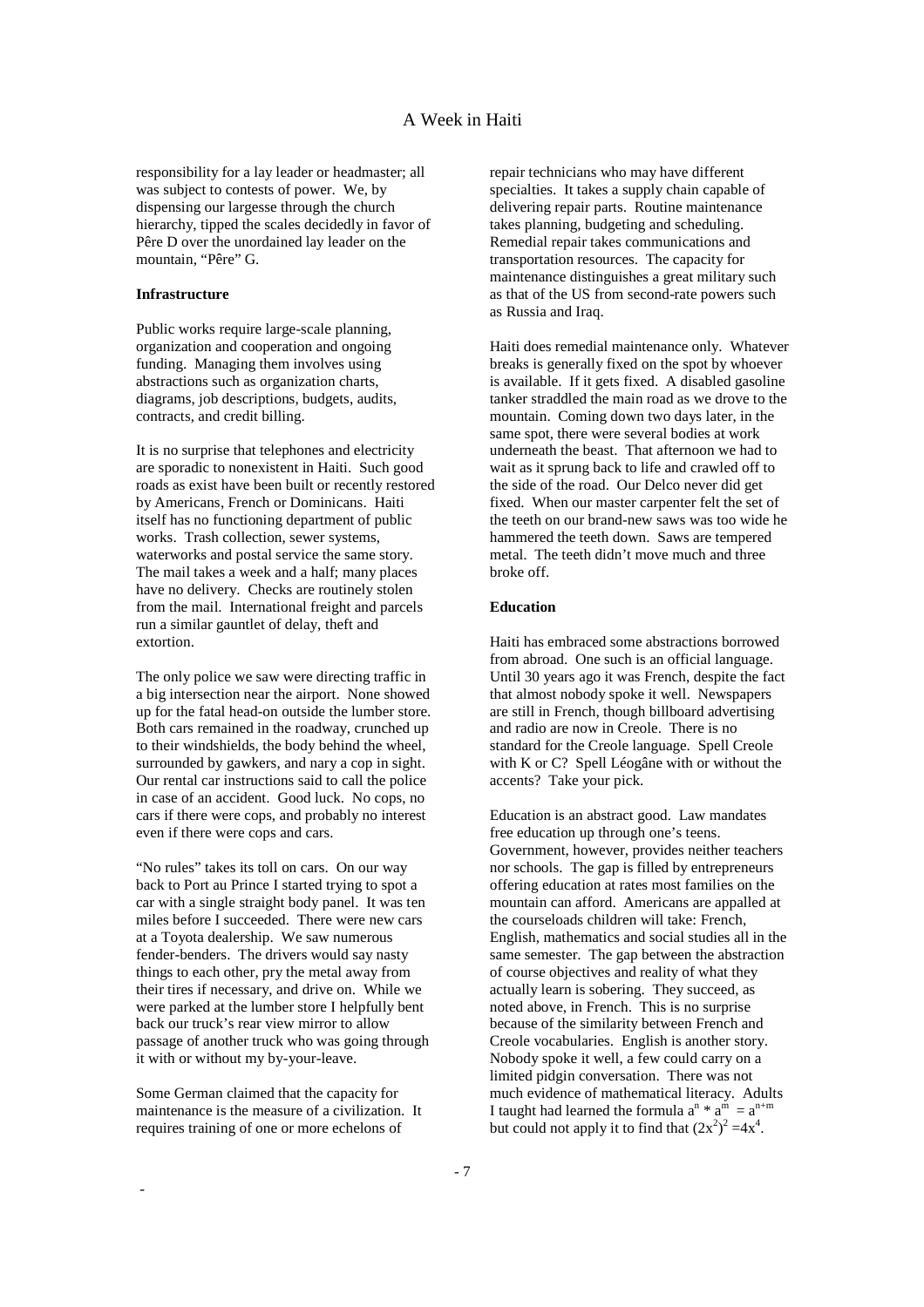responsibility for a lay leader or headmaster; all was subject to contests of power. We, by dispensing our largesse through the church hierarchy, tipped the scales decidedly in favor of Pêre D over the unordained lay leader on the mountain, "Pêre" G.

**Infrastructure**

Public works require large-scale planning, organization and cooperation and ongoing funding. Managing them involves using abstractions such as organization charts, diagrams, job descriptions, budgets, audits, contracts, and credit billing.

It is no surprise that telephones and electricity are sporadic to nonexistent in Haiti. Such good roads as exist have been built or recently restored by Americans, French or Dominicans. Haiti itself has no functioning department of public works. Trash collection, sewer systems, waterworks and postal service the same story. The mail takes a week and a half; many places have no delivery. Checks are routinely stolen from the mail. International freight and parcels run a similar gauntlet of delay, theft and extortion.

The only police we saw were directing traffic in a big intersection near the airport. None showed up for the fatal head-on outside the lumber store. Both cars remained in the roadway, crunched up to their windshields, the body behind the wheel, surrounded by gawkers, and nary a cop in sight. Our rental car instructions said to call the police in case of an accident. Good luck. No cops, no cars if there were cops, and probably no interest even if there were cops and cars.

"No rules" takes its toll on cars. On our way back to Port au Prince I started trying to spot a car with a single straight body panel. It was ten miles before I succeeded. There were new cars at a Toyota dealership. We saw numerous fender-benders. The drivers would say nasty things to each other, pry the metal away from their tires if necessary, and drive on. While we were parked at the lumber store I helpfully bent back our truck's rear view mirror to allow passage of another truck who was going through it with or without my by-your-leave.

Some German claimed that the capacity for maintenance is the measure of a civilization. It requires training of one or more echelons of repair technicians who may have different specialties. It takes a supply chain capable of delivering repair parts. Routine maintenance takes planning, budgeting and scheduling. Remedial repair takes communications and transportation resources. The capacity for maintenance distinguishes a great military such as that of the US from second-rate powers such as Russia and Iraq.

Haiti does remedial maintenance only. Whatever breaks is generally fixed on the spot by whoever is available. If it gets fixed. A disabled gasoline tanker straddled the main road as we drove to the mountain. Coming down two days later, in the same spot, there were several bodies at work underneath the beast. That afternoon we had to wait as it sprung back to life and crawled off to the side of the road. Our Delco never did get fixed. When our master carpenter felt the set of the teeth on our brand-new saws was too wide he hammered the teeth down. Saws are tempered metal. The teeth didn't move much and three broke off.

**Education**

Haiti has embraced some abstractions borrowed from abroad. One such is an official language. Until 30 years ago it was French, despite the fact that almost nobody spoke it well. Newspapers are still in French, though billboard advertising and radio are now in Creole. There is no standard for the Creole language. Spell Creole with K or C? Spell Léogâne with or without the accents? Take your pick.

Education is an abstract good. Law mandates free education up through one's teens. Government, however, provides neither teachers nor schools. The gap is filled by entrepreneurs offering education at rates most families on the mountain can afford. Americans are appalled at the courseloads children will take: French, English, mathematics and social studies all in the same semester. The gap between the abstraction of course objectives and reality of what they actually learn is sobering. They succeed, as noted above, in French. This is no surprise because of the similarity between French and Creole vocabularies. English is another story. Nobody spoke it well, a few could carry on a limited pidgin conversation. There was not much evidence of mathematical literacy. Adults I taught had learned the formula $a^n * a^m = a^{n+m}$ but could not apply it to find that $(2x^2)^2 = 4x^4$.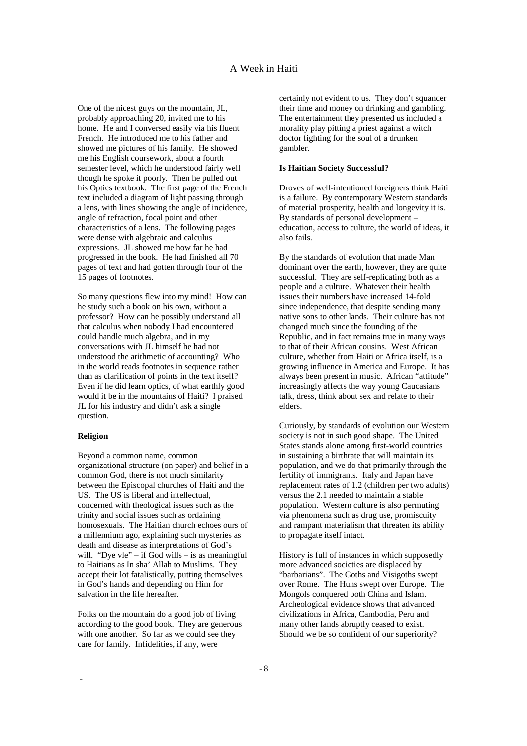One of the nicest guys on the mountain, JL, probably approaching 20, invited me to his home. He and I conversed easily via his fluent French. He introduced me to his father and showed me pictures of his family. He showed me his English coursework, about a fourth semester level, which he understood fairly well though he spoke it poorly. Then he pulled out his Optics textbook. The first page of the French text included a diagram of light passing through a lens, with lines showing the angle of incidence, angle of refraction, focal point and other characteristics of a lens. The following pages were dense with algebraic and calculus expressions. JL showed me how far he had progressed in the book. He had finished all 70 pages of text and had gotten through four of the 15 pages of footnotes.

So many questions flew into my mind! How can he study such a book on his own, without a professor? How can he possibly understand all that calculus when nobody I had encountered could handle much algebra, and in my conversations with JL himself he had not understood the arithmetic of accounting? Who in the world reads footnotes in sequence rather than as clarification of points in the text itself? Even if he did learn optics, of what earthly good would it be in the mountains of Haiti? I praised JL for his industry and didn't ask a single question.

**Religion**

Beyond a common name, common organizational structure (on paper) and belief in a common God, there is not much similarity between the Episcopal churches of Haiti and the US. The US is liberal and intellectual, concerned with theological issues such as the trinity and social issues such as ordaining homosexuals. The Haitian church echoes ours of a millennium ago, explaining such mysteries as death and disease as interpretations of God's will. "Dye vle" – if God wills – is as meaningful to Haitians as In sha' Allah to Muslims. They accept their lot fatalistically, putting themselves in God's hands and depending on Him for salvation in the life hereafter.

Folks on the mountain do a good job of living according to the good book. They are generous with one another. So far as we could see they care for family. Infidelities, if any, were certainly not evident to us. They don't squander their time and money on drinking and gambling. The entertainment they presented us included a morality play pitting a priest against a witch doctor fighting for the soul of a drunken gambler.

**Is Haitian Society Successful?**

Droves of well-intentioned foreigners think Haiti is a failure. By contemporary Western standards of material prosperity, health and longevity it is. By standards of personal development – education, access to culture, the world of ideas, it also fails.

By the standards of evolution that made Man dominant over the earth, however, they are quite successful. They are self-replicating both as a people and a culture. Whatever their health issues their numbers have increased 14-fold since independence, that despite sending many native sons to other lands. Their culture has not changed much since the founding of the Republic, and in fact remains true in many ways to that of their African cousins. West African culture, whether from Haiti or Africa itself, is a growing influence in America and Europe. It has always been present in music. African "attitude" increasingly affects the way young Caucasians talk, dress, think about sex and relate to their elders.

Curiously, by standards of evolution our Western society is not in such good shape. The United States stands alone among first-world countries in sustaining a birthrate that will maintain its population, and we do that primarily through the fertility of immigrants. Italy and Japan have replacement rates of 1.2 (children per two adults) versus the 2.1 needed to maintain a stable population. Western culture is also permuting via phenomena such as drug use, promiscuity and rampant materialism that threaten its ability to propagate itself intact.

History is full of instances in which supposedly more advanced societies are displaced by "barbarians". The Goths and Visigoths swept over Rome. The Huns swept over Europe. The Mongols conquered both China and Islam. Archeological evidence shows that advanced civilizations in Africa, Cambodia, Peru and many other lands abruptly ceased to exist. Should we be so confident of our superiority?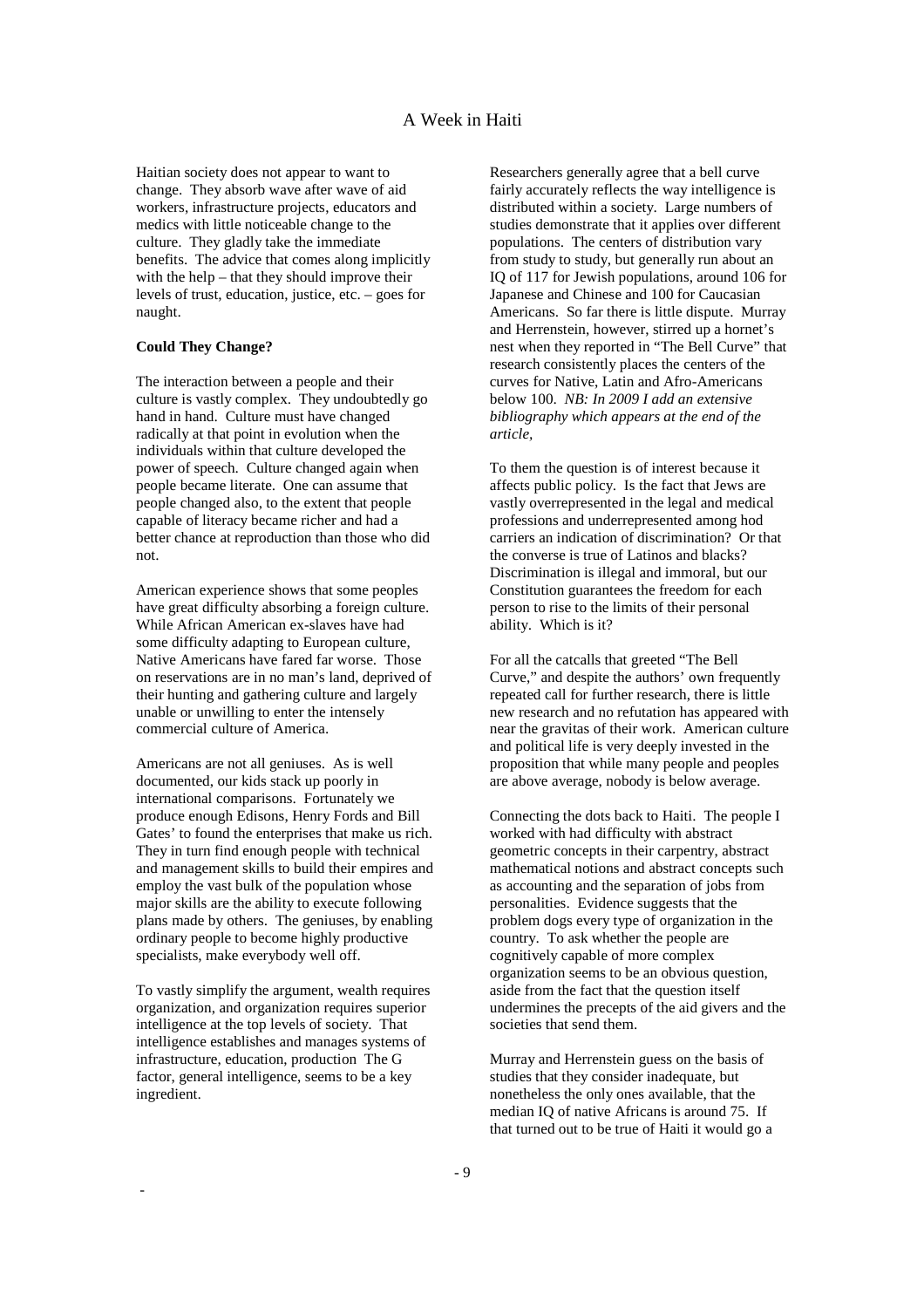Haitian society does not appear to want to change. They absorb wave after wave of aid workers, infrastructure projects, educators and medics with little noticeable change to the culture. They gladly take the immediate benefits. The advice that comes along implicitly with the help – that they should improve their levels of trust, education, justice, etc. – goes for naught.

**Could They Change?**

The interaction between a people and their culture is vastly complex. They undoubtedly go hand in hand. Culture must have changed radically at that point in evolution when the individuals within that culture developed the power of speech. Culture changed again when people became literate. One can assume that people changed also, to the extent that people capable of literacy became richer and had a better chance at reproduction than those who did not.

American experience shows that some peoples have great difficulty absorbing a foreign culture. While African American ex-slaves have had some difficulty adapting to European culture, Native Americans have fared far worse. Those on reservations are in no man's land, deprived of their hunting and gathering culture and largely unable or unwilling to enter the intensely commercial culture of America.

Americans are not all geniuses. As is well documented, our kids stack up poorly in international comparisons. Fortunately we produce enough Edisons, Henry Fords and Bill Gates' to found the enterprises that make us rich. They in turn find enough people with technical and management skills to build their empires and employ the vast bulk of the population whose major skills are the ability to execute following plans made by others. The geniuses, by enabling ordinary people to become highly productive specialists, make everybody well off.

To vastly simplify the argument, wealth requires organization, and organization requires superior intelligence at the top levels of society. That intelligence establishes and manages systems of infrastructure, education, production The G factor, general intelligence, seems to be a key ingredient.

Researchers generally agree that a bell curve fairly accurately reflects the way intelligence is distributed within a society. Large numbers of studies demonstrate that it applies over different populations. The centers of distribution vary from study to study, but generally run about an IQ of 117 for Jewish populations, around 106 for Japanese and Chinese and 100 for Caucasian Americans. So far there is little dispute. Murray and Herrenstein, however, stirred up a hornet's nest when they reported in "The Bell Curve" that research consistently places the centers of the curves for Native, Latin and Afro-Americans below 100. *NB: In 2009 I add an extensive bibliography which appears at the end of the article,*

To them the question is of interest because it affects public policy. Is the fact that Jews are vastly overrepresented in the legal and medical professions and underrepresented among hod carriers an indication of discrimination? Or that the converse is true of Latinos and blacks? Discrimination is illegal and immoral, but our Constitution guarantees the freedom for each person to rise to the limits of their personal ability. Which is it?

For all the catcalls that greeted "The Bell Curve," and despite the authors' own frequently repeated call for further research, there is little new research and no refutation has appeared with near the gravitas of their work. American culture and political life is very deeply invested in the proposition that while many people and peoples are above average, nobody is below average.

Connecting the dots back to Haiti. The people I worked with had difficulty with abstract geometric concepts in their carpentry, abstract mathematical notions and abstract concepts such as accounting and the separation of jobs from personalities. Evidence suggests that the problem dogs every type of organization in the country. To ask whether the people are cognitively capable of more complex organization seems to be an obvious question, aside from the fact that the question itself undermines the precepts of the aid givers and the societies that send them.

Murray and Herrenstein guess on the basis of studies that they consider inadequate, but nonetheless the only ones available, that the median IQ of native Africans is around 75. If that turned out to be true of Haiti it would go a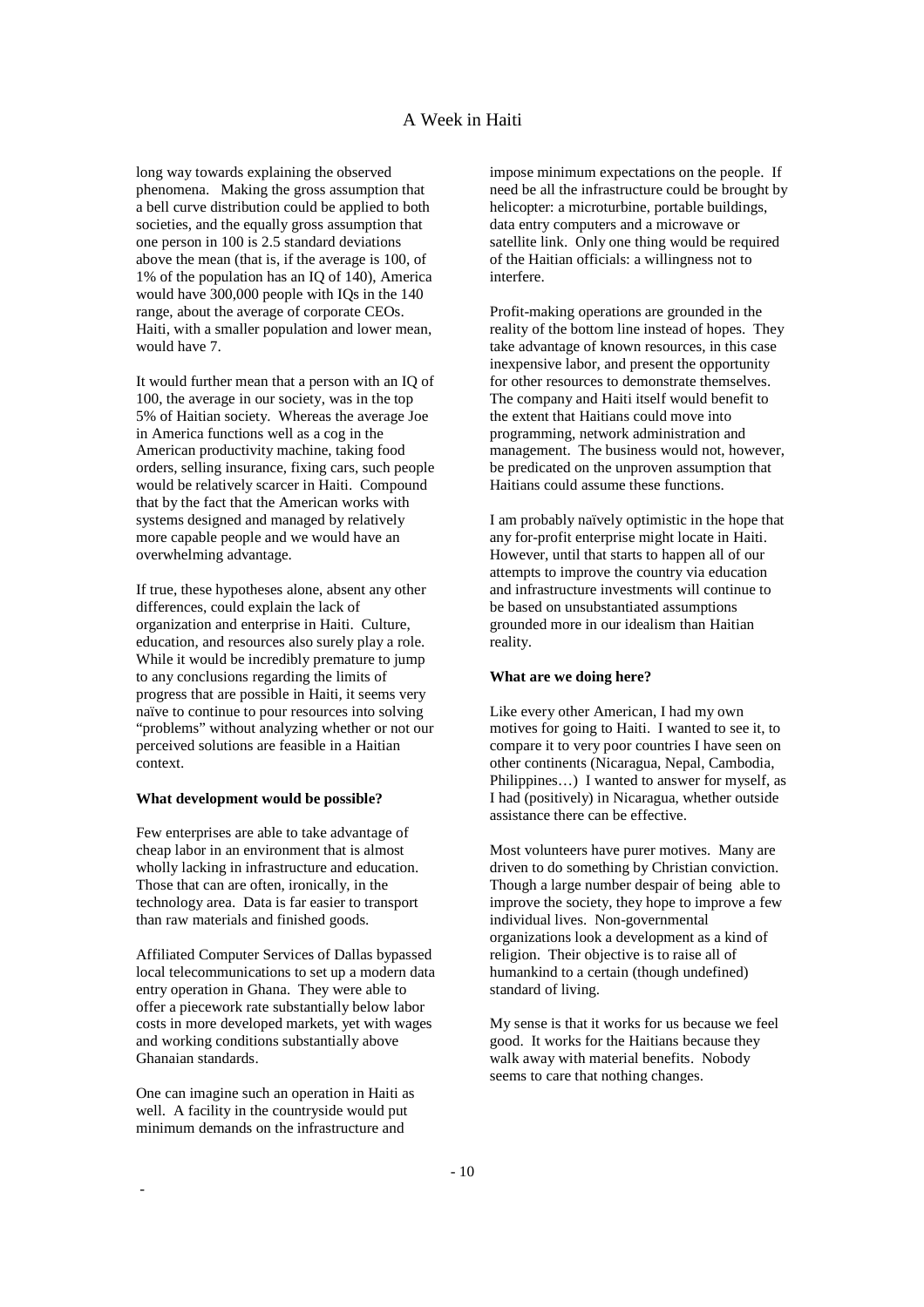long way towards explaining the observed phenomena. Making the gross assumption that a bell curve distribution could be applied to both societies, and the equally gross assumption that one person in 100 is 2.5 standard deviations above the mean (that is, if the average is 100, of 1% of the population has an IQ of 140), America would have 300,000 people with IQs in the 140 range, about the average of corporate CEOs. Haiti, with a smaller population and lower mean, would have 7.

It would further mean that a person with an IQ of 100, the average in our society, was in the top 5% of Haitian society. Whereas the average Joe in America functions well as a cog in the American productivity machine, taking food orders, selling insurance, fixing cars, such people would be relatively scarcer in Haiti. Compound that by the fact that the American works with systems designed and managed by relatively more capable people and we would have an overwhelming advantage.

If true, these hypotheses alone, absent any other differences, could explain the lack of organization and enterprise in Haiti. Culture, education, and resources also surely play a role. While it would be incredibly premature to jump to any conclusions regarding the limits of progress that are possible in Haiti, it seems very naïve to continue to pour resources into solving "problems" without analyzing whether or not our perceived solutions are feasible in a Haitian context.

**What development would be possible?**

Few enterprises are able to take advantage of cheap labor in an environment that is almost wholly lacking in infrastructure and education. Those that can are often, ironically, in the technology area. Data is far easier to transport than raw materials and finished goods.

Affiliated Computer Services of Dallas bypassed local telecommunications to set up a modern data entry operation in Ghana. They were able to offer a piecework rate substantially below labor costs in more developed markets, yet with wages and working conditions substantially above Ghanaian standards.

One can imagine such an operation in Haiti as well. A facility in the countryside would put minimum demands on the infrastructure and impose minimum expectations on the people. If need be all the infrastructure could be brought by helicopter: a microturbine, portable buildings, data entry computers and a microwave or satellite link. Only one thing would be required of the Haitian officials: a willingness not to interfere.

Profit-making operations are grounded in the reality of the bottom line instead of hopes. They take advantage of known resources, in this case inexpensive labor, and present the opportunity for other resources to demonstrate themselves. The company and Haiti itself would benefit to the extent that Haitians could move into programming, network administration and management. The business would not, however, be predicated on the unproven assumption that Haitians could assume these functions.

I am probably naïvely optimistic in the hope that any for-profit enterprise might locate in Haiti. However, until that starts to happen all of our attempts to improve the country via education and infrastructure investments will continue to be based on unsubstantiated assumptions grounded more in our idealism than Haitian reality.

**What are we doing here?**

Like every other American, I had my own motives for going to Haiti. I wanted to see it, to compare it to very poor countries I have seen on other continents (Nicaragua, Nepal, Cambodia, Philippines…) I wanted to answer for myself, as I had (positively) in Nicaragua, whether outside assistance there can be effective.

Most volunteers have purer motives. Many are driven to do something by Christian conviction. Though a large number despair of being able to improve the society, they hope to improve a few individual lives. Non-governmental organizations look a development as a kind of religion. Their objective is to raise all of humankind to a certain (though undefined) standard of living.

My sense is that it works for us because we feel good. It works for the Haitians because they walk away with material benefits. Nobody seems to care that nothing changes.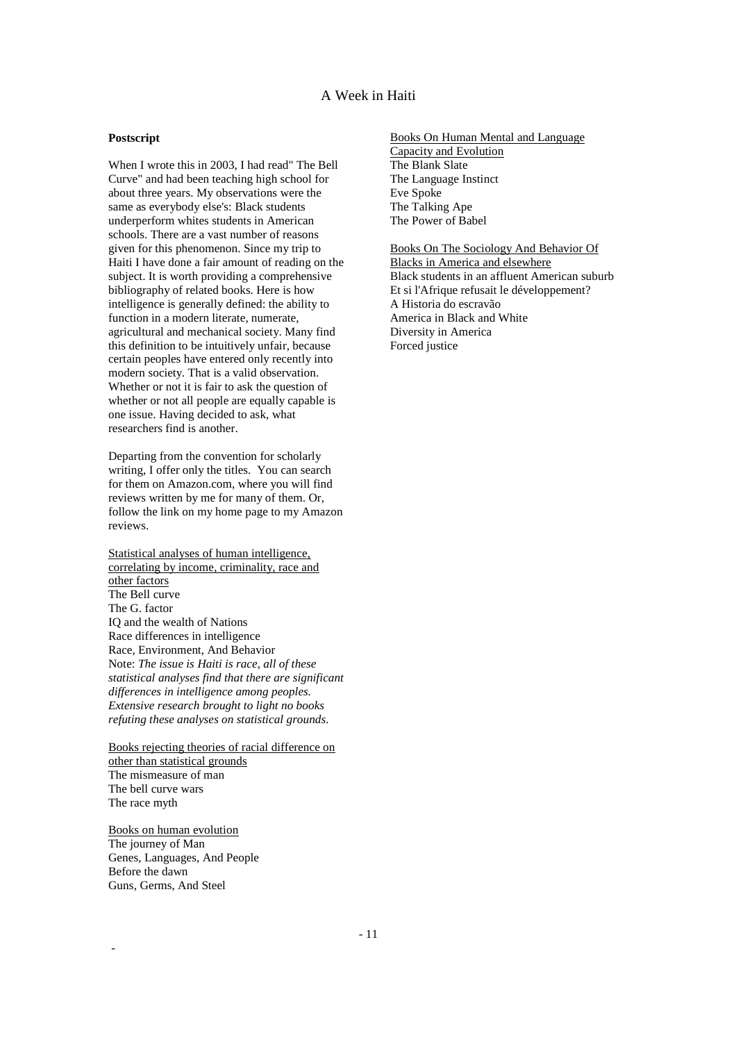A Week in Haiti

**Postscript**

When I wrote this in 2003, I had read" The Bell Curve" and had been teaching high school for about three years. My observations were the same as everybody else's: Black students underperform whites students in American schools. There are a vast number of reasons given for this phenomenon. Since my trip to Haiti I have done a fair amount of reading on the subject. It is worth providing a comprehensive bibliography of related books. Here is how intelligence is generally defined: the ability to function in a modern literate, numerate, agricultural and mechanical society. Many find this definition to be intuitively unfair, because certain peoples have entered only recently into modern society. That is a valid observation. Whether or not it is fair to ask the question of whether or not all people are equally capable is one issue. Having decided to ask, what researchers find is another.

Departing from the convention for scholarly writing, I offer only the titles. You can search for them on Amazon.com, where you will find reviews written by me for many of them. Or, follow the link on my home page to my Amazon reviews.

<u>Statistical analyses of human intelligence, correlating by income, criminality, race and other factors</u>

The Bell curve
The G. factor
IQ and the wealth of Nations
Race differences in intelligence
Race, Environment, And Behavior

Note: *The issue is Haiti is race, all of these statistical analyses find that there are significant differences in intelligence among peoples. Extensive research brought to light no books refuting these analyses on statistical grounds.*

<u>Books rejecting theories of racial difference on other than statistical grounds</u>

The mismeasure of man
The bell curve wars
The race myth

<u>Books on human evolution</u>

The journey of Man
Genes, Languages, And People
Before the dawn
Guns, Germs, And Steel

<u>Books On Human Mental and Language Capacity and Evolution</u>

The Blank Slate
The Language Instinct
Eve Spoke
The Talking Ape
The Power of Babel

<u>Books On The Sociology And Behavior Of Blacks in America and elsewhere</u>

Black students in an affluent American suburb
Et si l'Afrique refusait le développement?
A Historia do escravão
America in Black and White
Diversity in America
Forced justice